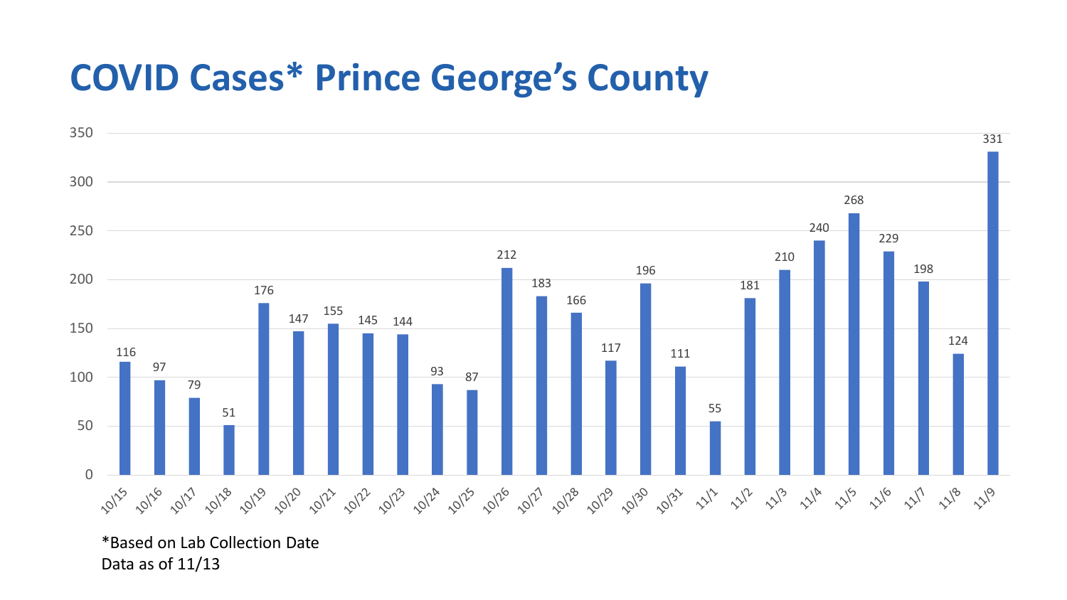# COVID Cases* Prince George's County

| Date | Cases |
|---|---|
| 10/15 | 116 |
| 10/16 | 97 |
| 10/17 | 79 |
| 10/18 | 51 |
| 10/19 | 176 |
| 10/20 | 147 |
| 10/21 | 155 |
| 10/22 | 145 |
| 10/23 | 144 |
| 10/24 | 93 |
| 10/25 | 87 |
| 10/26 | 212 |
| 10/27 | 183 |
| 10/28 | 166 |
| 10/29 | 117 |
| 10/30 | 196 |
| 10/31 | 111 |
| 11/1 | 55 |
| 11/2 | 181 |
| 11/3 | 210 |
| 11/4 | 240 |
| 11/5 | 268 |
| 11/6 | 229 |
| 11/7 | 198 |
| 11/8 | 124 |
| 11/9 | 331 |

*Based on Lab Collection Date
Data as of 11/13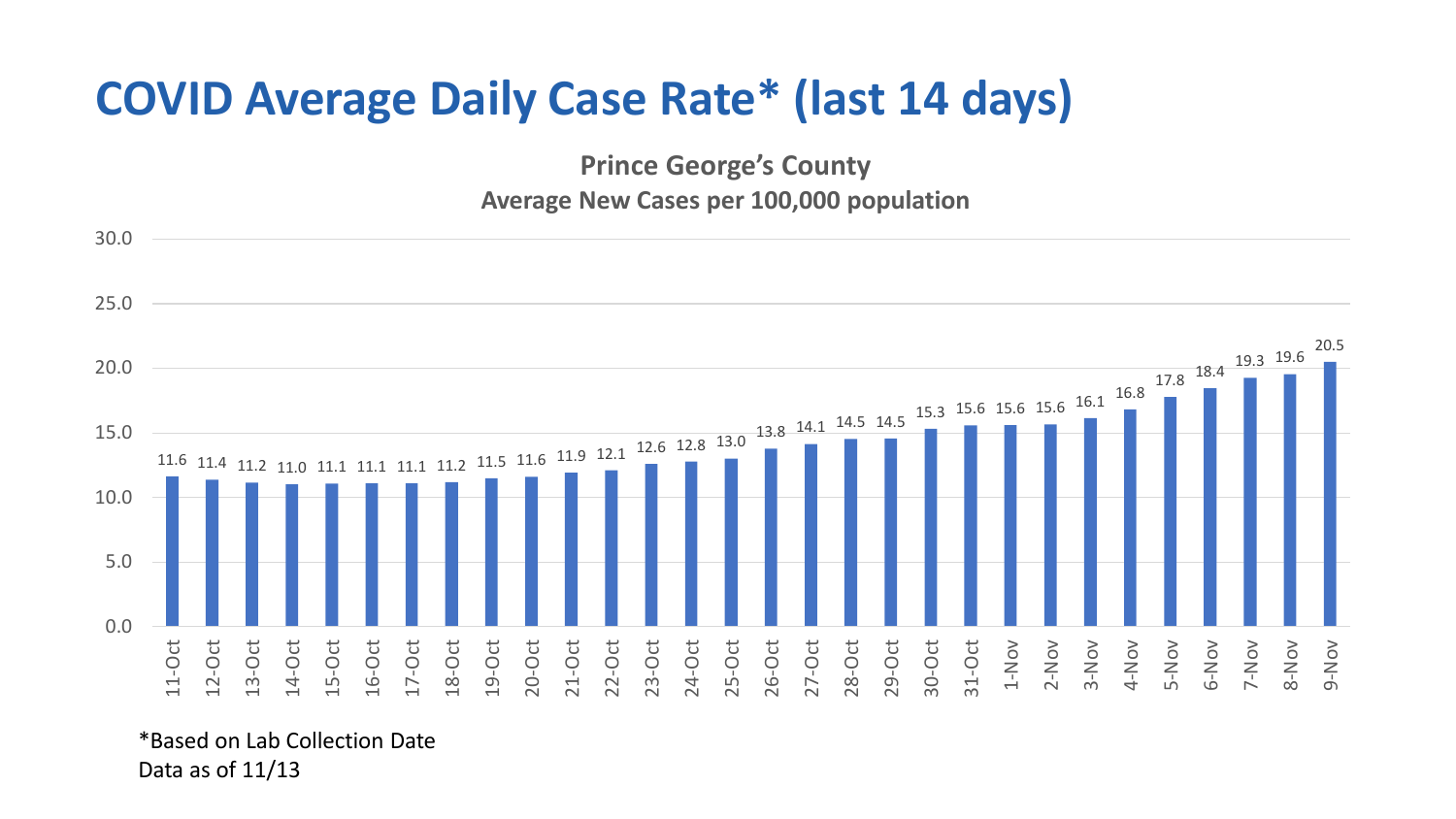# COVID Average Daily Case Rate* (last 14 days)

**Prince George's County**

**Average New Cases per 100,000 population**

| Date | Rate |
|---|---|
| 11-Oct | 11.6 |
| 12-Oct | 11.4 |
| 13-Oct | 11.2 |
| 14-Oct | 11.0 |
| 15-Oct | 11.1 |
| 16-Oct | 11.1 |
| 17-Oct | 11.1 |
| 18-Oct | 11.2 |
| 19-Oct | 11.5 |
| 20-Oct | 11.6 |
| 21-Oct | 11.9 |
| 22-Oct | 12.1 |
| 23-Oct | 12.6 |
| 24-Oct | 12.8 |
| 25-Oct | 13.0 |
| 26-Oct | 13.8 |
| 27-Oct | 14.1 |
| 28-Oct | 14.5 |
| 29-Oct | 14.5 |
| 30-Oct | 15.3 |
| 31-Oct | 15.6 |
| 1-Nov | 15.6 |
| 2-Nov | 15.6 |
| 3-Nov | 16.1 |
| 4-Nov | 16.8 |
| 5-Nov | 17.8 |
| 6-Nov | 18.4 |
| 7-Nov | 19.3 |
| 8-Nov | 19.6 |
| 9-Nov | 20.5 |

*Based on Lab Collection Date
Data as of 11/13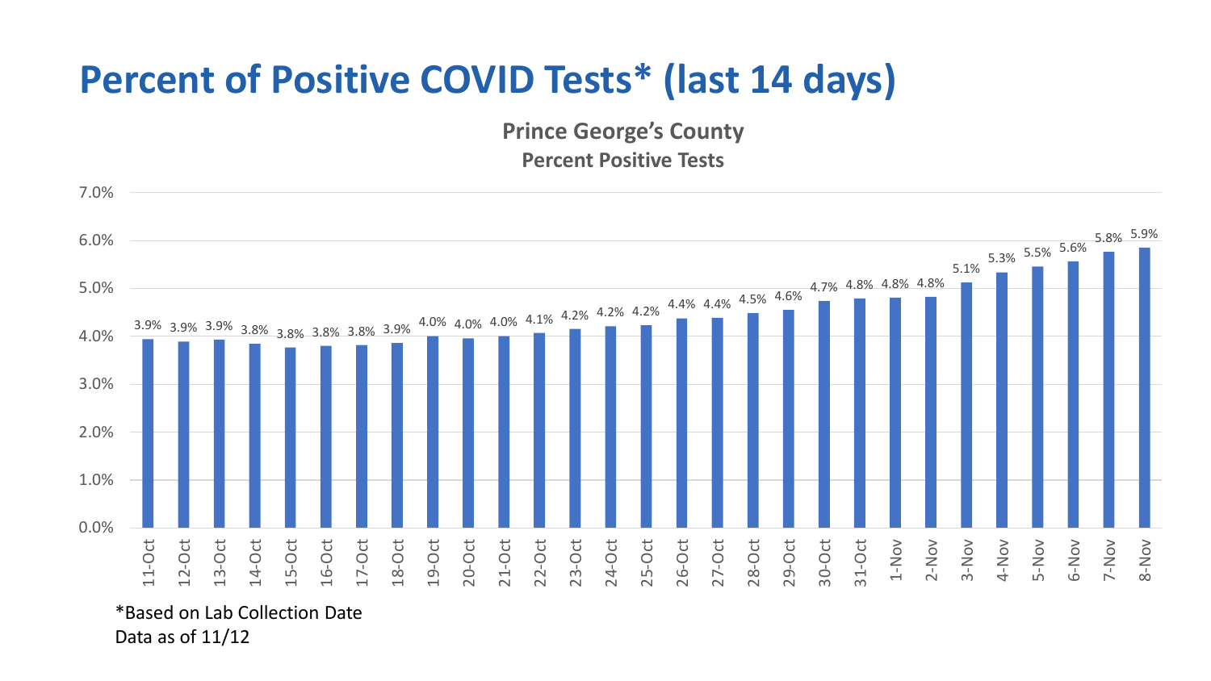# Percent of Positive COVID Tests* (last 14 days)

Prince George's County
Percent Positive Tests

7.0%
6.0%
5.0%
4.0%
3.0%
2.0%
1.0%
0.0%

3.9% 3.9% 3.9% 3.8% 3.8% 3.8% 3.8% 3.9% 4.0% 4.0% 4.0% 4.1% 4.2% 4.2% 4.2% 4.4% 4.4% 4.5% 4.6% 4.7% 4.8% 4.8% 4.8% 5.1% 5.3% 5.5% 5.6% 5.8% 5.9%

11-Oct 12-Oct 13-Oct 14-Oct 15-Oct 16-Oct 17-Oct 18-Oct 19-Oct 20-Oct 21-Oct 22-Oct 23-Oct 24-Oct 25-Oct 26-Oct 27-Oct 28-Oct 29-Oct 30-Oct 31-Oct 1-Nov 2-Nov 3-Nov 4-Nov 5-Nov 6-Nov 7-Nov 8-Nov

*Based on Lab Collection Date
Data as of 11/12